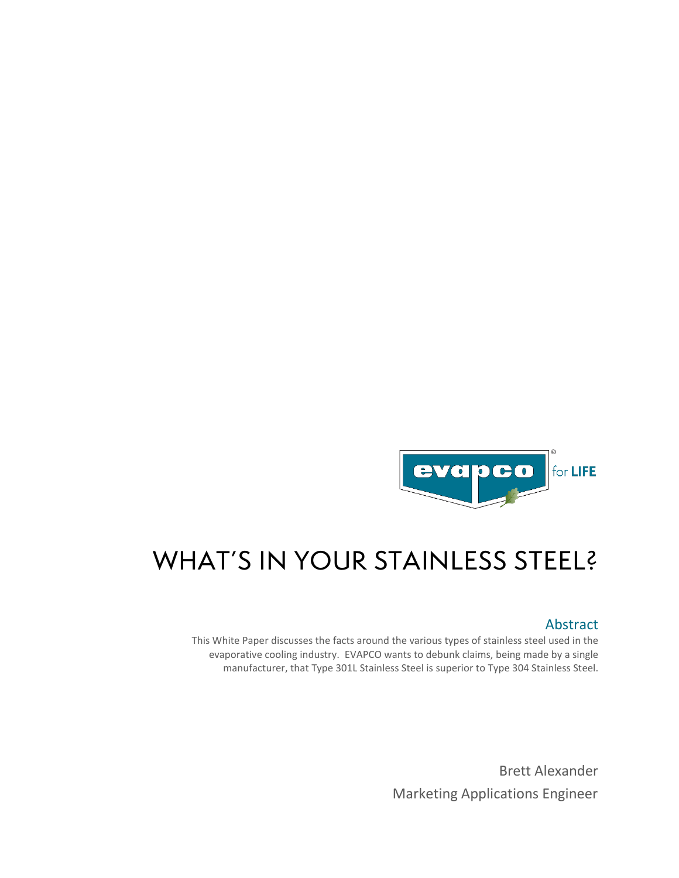# WHAT'S IN YOUR STAINLESS STEEL?

## Abstract

This White Paper discusses the facts around the various types of stainless steel used in the evaporative cooling industry. EVAPCO wants to debunk claims, being made by a single manufacturer, that Type 301L Stainless Steel is superior to Type 304 Stainless Steel.

Brett Alexander

Marketing Applications Engineer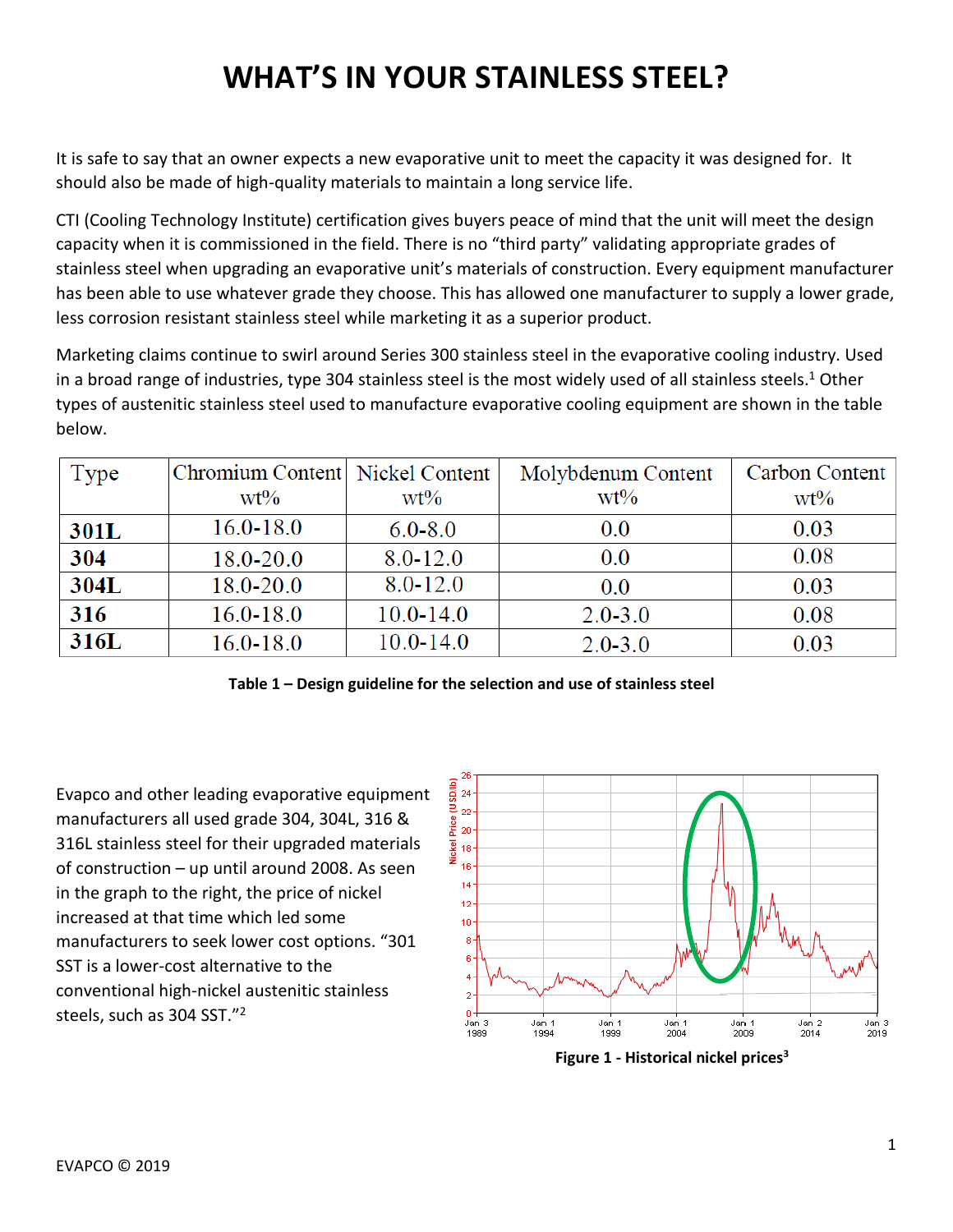# WHAT'S IN YOUR STAINLESS STEEL?

It is safe to say that an owner expects a new evaporative unit to meet the capacity it was designed for. It should also be made of high-quality materials to maintain a long service life.

CTI (Cooling Technology Institute) certification gives buyers peace of mind that the unit will meet the design capacity when it is commissioned in the field. There is no "third party" validating appropriate grades of stainless steel when upgrading an evaporative unit's materials of construction. Every equipment manufacturer has been able to use whatever grade they choose. This has allowed one manufacturer to supply a lower grade, less corrosion resistant stainless steel while marketing it as a superior product.

Marketing claims continue to swirl around Series 300 stainless steel in the evaporative cooling industry. Used in a broad range of industries, type 304 stainless steel is the most widely used of all stainless steels.[1] Other types of austenitic stainless steel used to manufacture evaporative cooling equipment are shown in the table below.

| Type | Chromium Content wt% | Nickel Content wt% | Molybdenum Content wt% | Carbon Content wt% |
|---|---|---|---|---|
| **301L** | 16.0-18.0 | 6.0-8.0 | 0.0 | 0.03 |
| **304** | 18.0-20.0 | 8.0-12.0 | 0.0 | 0.08 |
| **304L** | 18.0-20.0 | 8.0-12.0 | 0.0 | 0.03 |
| **316** | 16.0-18.0 | 10.0-14.0 | 2.0-3.0 | 0.08 |
| **316L** | 16.0-18.0 | 10.0-14.0 | 2.0-3.0 | 0.03 |

**Table 1 – Design guideline for the selection and use of stainless steel**

Evapco and other leading evaporative equipment manufacturers all used grade 304, 304L, 316 & 316L stainless steel for their upgraded materials of construction – up until around 2008. As seen in the graph to the right, the price of nickel increased at that time which led some manufacturers to seek lower cost options. "301 SST is a lower-cost alternative to the conventional high-nickel austenitic stainless steels, such as 304 SST."[2]

**Figure 1 - Historical nickel prices[3]**

EVAPCO © 2019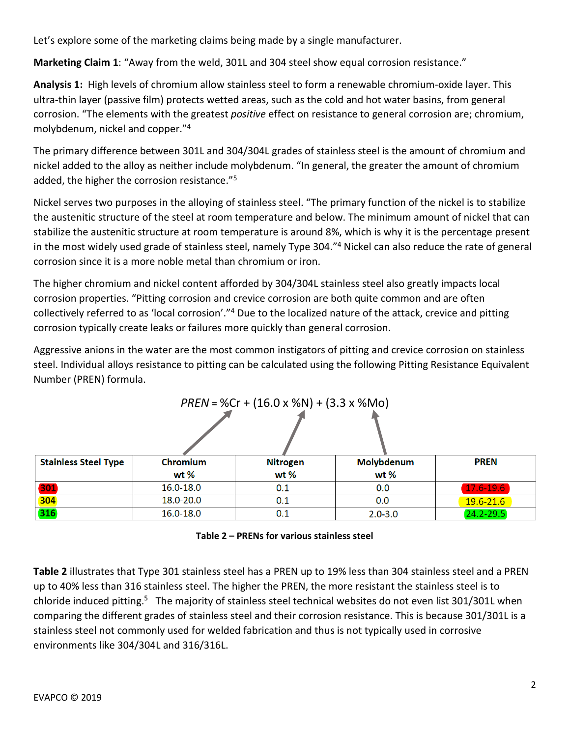Let's explore some of the marketing claims being made by a single manufacturer.

**Marketing Claim 1**: "Away from the weld, 301L and 304 steel show equal corrosion resistance."

**Analysis 1:** High levels of chromium allow stainless steel to form a renewable chromium-oxide layer. This ultra-thin layer (passive film) protects wetted areas, such as the cold and hot water basins, from general corrosion. "The elements with the greatest *positive* effect on resistance to general corrosion are; chromium, molybdenum, nickel and copper."[4]

The primary difference between 301L and 304/304L grades of stainless steel is the amount of chromium and nickel added to the alloy as neither include molybdenum. "In general, the greater the amount of chromium added, the higher the corrosion resistance."[5]

Nickel serves two purposes in the alloying of stainless steel. "The primary function of the nickel is to stabilize the austenitic structure of the steel at room temperature and below. The minimum amount of nickel that can stabilize the austenitic structure at room temperature is around 8%, which is why it is the percentage present in the most widely used grade of stainless steel, namely Type 304."[4] Nickel can also reduce the rate of general corrosion since it is a more noble metal than chromium or iron.

The higher chromium and nickel content afforded by 304/304L stainless steel also greatly impacts local corrosion properties. "Pitting corrosion and crevice corrosion are both quite common and are often collectively referred to as 'local corrosion'."[4] Due to the localized nature of the attack, crevice and pitting corrosion typically create leaks or failures more quickly than general corrosion.

Aggressive anions in the water are the most common instigators of pitting and crevice corrosion on stainless steel. Individual alloys resistance to pitting can be calculated using the following Pitting Resistance Equivalent Number (PREN) formula.

$$PREN = \%Cr + (16.0 \times \%N) + (3.3 \times \%Mo)$$

| Stainless Steel Type | Chromium wt % | Nitrogen wt % | Molybdenum wt % | PREN |
|---|---|---|---|---|
| 301 | 16.0-18.0 | 0.1 | 0.0 | 17.6-19.6 |
| 304 | 18.0-20.0 | 0.1 | 0.0 | 19.6-21.6 |
| 316 | 16.0-18.0 | 0.1 | 2.0-3.0 | 24.2-29.5 |

**Table 2 – PRENs for various stainless steel**

**Table 2** illustrates that Type 301 stainless steel has a PREN up to 19% less than 304 stainless steel and a PREN up to 40% less than 316 stainless steel. The higher the PREN, the more resistant the stainless steel is to chloride induced pitting.[5] The majority of stainless steel technical websites do not even list 301/301L when comparing the different grades of stainless steel and their corrosion resistance. This is because 301/301L is a stainless steel not commonly used for welded fabrication and thus is not typically used in corrosive environments like 304/304L and 316/316L.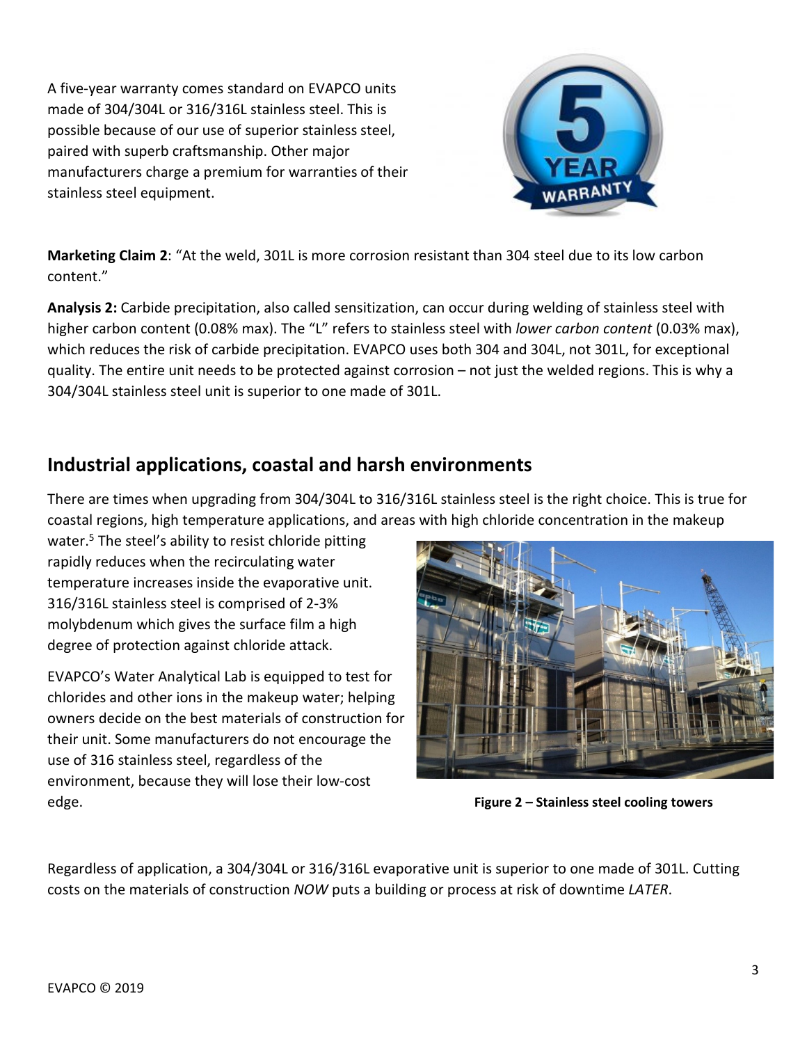A five-year warranty comes standard on EVAPCO units made of 304/304L or 316/316L stainless steel. This is possible because of our use of superior stainless steel, paired with superb craftsmanship. Other major manufacturers charge a premium for warranties of their stainless steel equipment.

**Marketing Claim 2**: "At the weld, 301L is more corrosion resistant than 304 steel due to its low carbon content."

**Analysis 2:** Carbide precipitation, also called sensitization, can occur during welding of stainless steel with higher carbon content (0.08% max). The "L" refers to stainless steel with *lower carbon content* (0.03% max), which reduces the risk of carbide precipitation. EVAPCO uses both 304 and 304L, not 301L, for exceptional quality. The entire unit needs to be protected against corrosion – not just the welded regions. This is why a 304/304L stainless steel unit is superior to one made of 301L.

## Industrial applications, coastal and harsh environments

There are times when upgrading from 304/304L to 316/316L stainless steel is the right choice. This is true for coastal regions, high temperature applications, and areas with high chloride concentration in the makeup water.[5] The steel's ability to resist chloride pitting rapidly reduces when the recirculating water temperature increases inside the evaporative unit. 316/316L stainless steel is comprised of 2-3% molybdenum which gives the surface film a high degree of protection against chloride attack.

EVAPCO's Water Analytical Lab is equipped to test for chlorides and other ions in the makeup water; helping owners decide on the best materials of construction for their unit. Some manufacturers do not encourage the use of 316 stainless steel, regardless of the environment, because they will lose their low-cost edge.

**Figure 2 – Stainless steel cooling towers**

Regardless of application, a 304/304L or 316/316L evaporative unit is superior to one made of 301L. Cutting costs on the materials of construction *NOW* puts a building or process at risk of downtime *LATER*.

EVAPCO © 2019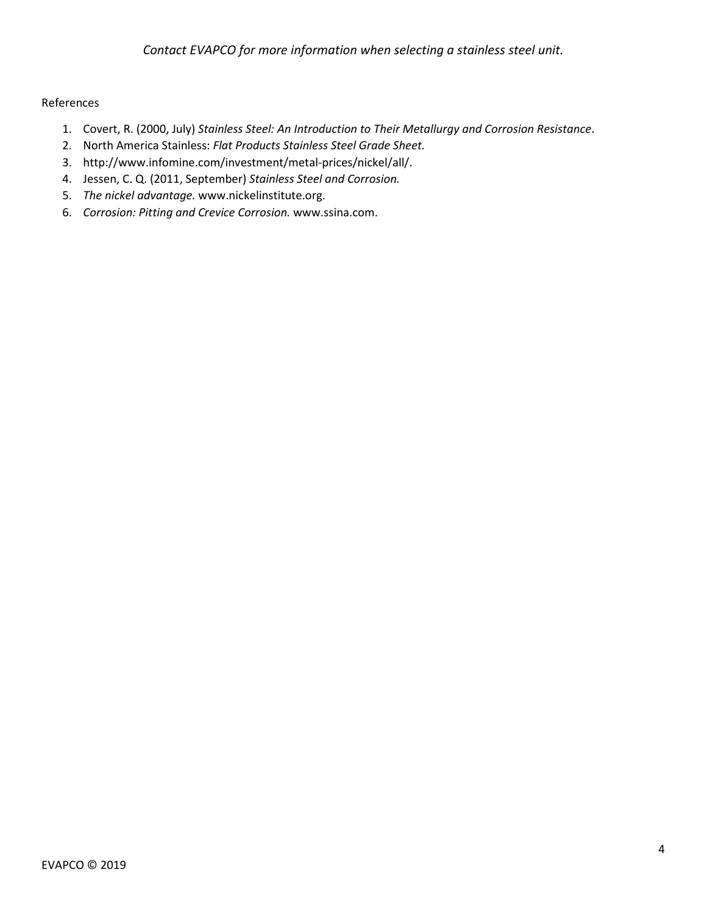*Contact EVAPCO for more information when selecting a stainless steel unit.*

References

1. Covert, R. (2000, July) *Stainless Steel: An Introduction to Their Metallurgy and Corrosion Resistance*.
2. North America Stainless: *Flat Products Stainless Steel Grade Sheet.*
3. http://www.infomine.com/investment/metal-prices/nickel/all/.
4. Jessen, C. Q. (2011, September) *Stainless Steel and Corrosion.*
5. *The nickel advantage.* www.nickelinstitute.org.
6. *Corrosion: Pitting and Crevice Corrosion.* www.ssina.com.

EVAPCO © 2019